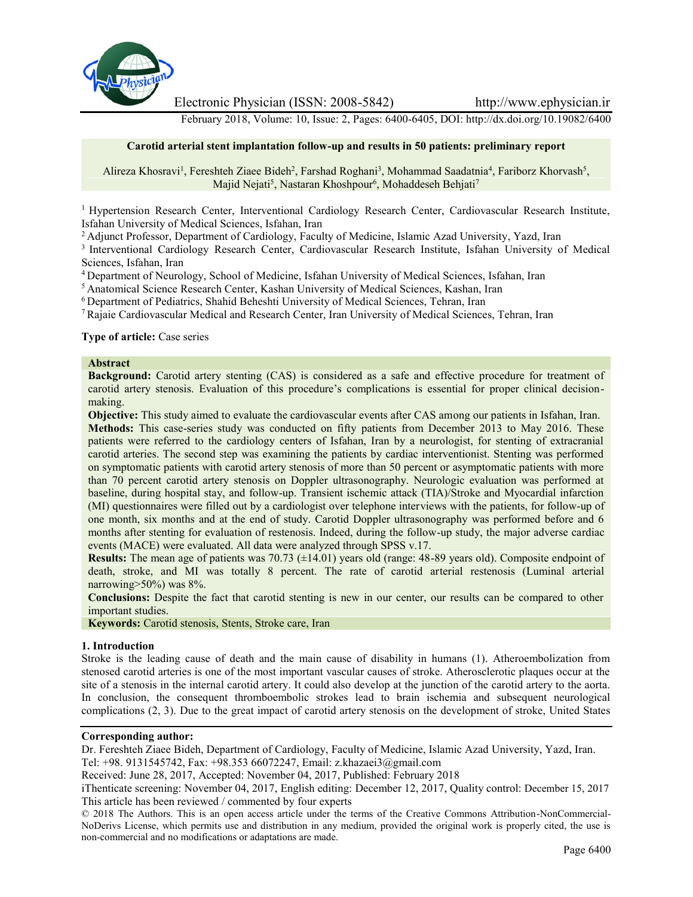Electronic Physician (ISSN: 2008-5842) http://www.ephysician.ir

February 2018, Volume: 10, Issue: 2, Pages: 6400-6405, DOI: http://dx.doi.org/10.19082/6400

# Carotid arterial stent implantation follow-up and results in 50 patients: preliminary report

Alireza Khosravi[1], Fereshteh Ziaee Bideh[2], Farshad Roghani[3], Mohammad Saadatnia[4], Fariborz Khorvash[5], Majid Nejati[5], Nastaran Khoshpour[6], Mohaddeseh Behjati[7]

[1] Hypertension Research Center, Interventional Cardiology Research Center, Cardiovascular Research Institute, Isfahan University of Medical Sciences, Isfahan, Iran

[2] Adjunct Professor, Department of Cardiology, Faculty of Medicine, Islamic Azad University, Yazd, Iran

[3] Interventional Cardiology Research Center, Cardiovascular Research Institute, Isfahan University of Medical Sciences, Isfahan, Iran

[4] Department of Neurology, School of Medicine, Isfahan University of Medical Sciences, Isfahan, Iran

[5] Anatomical Science Research Center, Kashan University of Medical Sciences, Kashan, Iran

[6] Department of Pediatrics, Shahid Beheshti University of Medical Sciences, Tehran, Iran

[7] Rajaie Cardiovascular Medical and Research Center, Iran University of Medical Sciences, Tehran, Iran

**Type of article:** Case series

## Abstract

**Background:** Carotid artery stenting (CAS) is considered as a safe and effective procedure for treatment of carotid artery stenosis. Evaluation of this procedure's complications is essential for proper clinical decision-making.

**Objective:** This study aimed to evaluate the cardiovascular events after CAS among our patients in Isfahan, Iran.

**Methods:** This case-series study was conducted on fifty patients from December 2013 to May 2016. These patients were referred to the cardiology centers of Isfahan, Iran by a neurologist, for stenting of extracranial carotid arteries. The second step was examining the patients by cardiac interventionist. Stenting was performed on symptomatic patients with carotid artery stenosis of more than 50 percent or asymptomatic patients with more than 70 percent carotid artery stenosis on Doppler ultrasonography. Neurologic evaluation was performed at baseline, during hospital stay, and follow-up. Transient ischemic attack (TIA)/Stroke and Myocardial infarction (MI) questionnaires were filled out by a cardiologist over telephone interviews with the patients, for follow-up of one month, six months and at the end of study. Carotid Doppler ultrasonography was performed before and 6 months after stenting for evaluation of restenosis. Indeed, during the follow-up study, the major adverse cardiac events (MACE) were evaluated. All data were analyzed through SPSS v.17.

**Results:** The mean age of patients was 70.73 (±14.01) years old (range: 48-89 years old). Composite endpoint of death, stroke, and MI was totally 8 percent. The rate of carotid arterial restenosis (Luminal arterial narrowing>50%) was 8%.

**Conclusions:** Despite the fact that carotid stenting is new in our center, our results can be compared to other important studies.

**Keywords:** Carotid stenosis, Stents, Stroke care, Iran

## 1. Introduction

Stroke is the leading cause of death and the main cause of disability in humans (1). Atheroembolization from stenosed carotid arteries is one of the most important vascular causes of stroke. Atherosclerotic plaques occur at the site of a stenosis in the internal carotid artery. It could also develop at the junction of the carotid artery to the aorta. In conclusion, the consequent thromboembolic strokes lead to brain ischemia and subsequent neurological complications (2, 3). Due to the great impact of carotid artery stenosis on the development of stroke, United States

**Corresponding author:**

Dr. Fereshteh Ziaee Bideh, Department of Cardiology, Faculty of Medicine, Islamic Azad University, Yazd, Iran.
Tel: +98. 9131545742, Fax: +98.353 66072247, Email: z.khazaei3@gmail.com

Received: June 28, 2017, Accepted: November 04, 2017, Published: February 2018

iThenticate screening: November 04, 2017, English editing: December 12, 2017, Quality control: December 15, 2017

This article has been reviewed / commented by four experts

© 2018 The Authors. This is an open access article under the terms of the Creative Commons Attribution-NonCommercial-NoDerivs License, which permits use and distribution in any medium, provided the original work is properly cited, the use is non-commercial and no modifications or adaptations are made.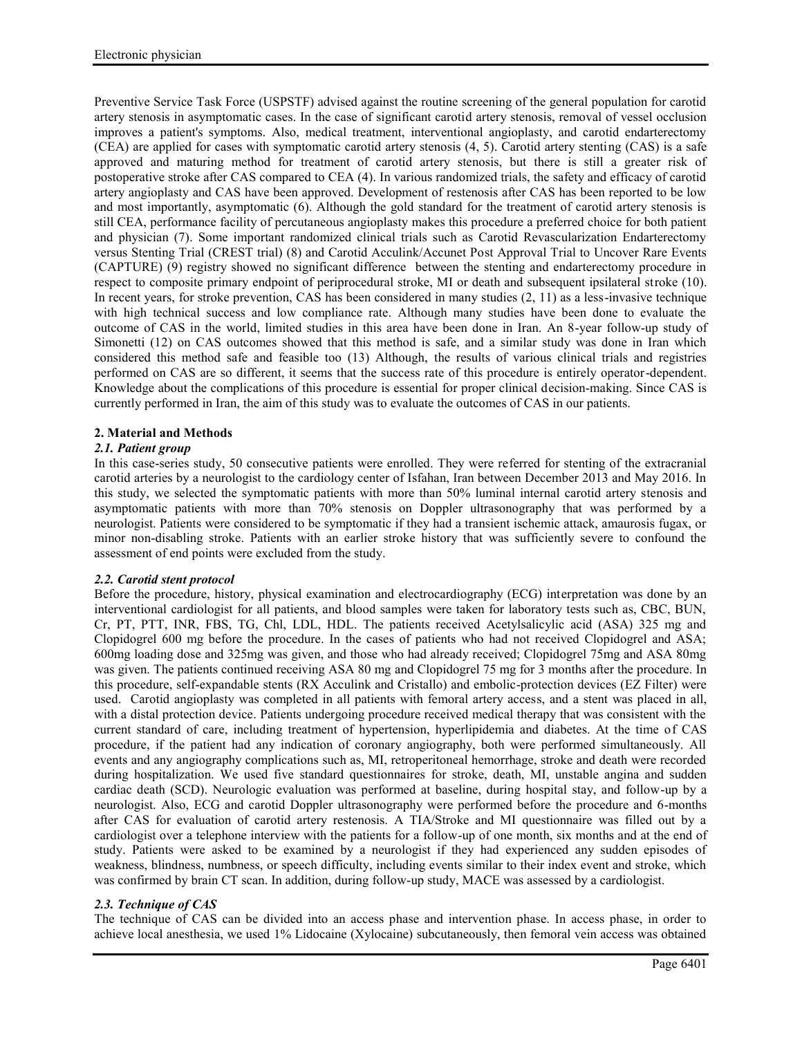Preventive Service Task Force (USPSTF) advised against the routine screening of the general population for carotid artery stenosis in asymptomatic cases. In the case of significant carotid artery stenosis, removal of vessel occlusion improves a patient's symptoms. Also, medical treatment, interventional angioplasty, and carotid endarterectomy (CEA) are applied for cases with symptomatic carotid artery stenosis (4, 5). Carotid artery stenting (CAS) is a safe approved and maturing method for treatment of carotid artery stenosis, but there is still a greater risk of postoperative stroke after CAS compared to CEA (4). In various randomized trials, the safety and efficacy of carotid artery angioplasty and CAS have been approved. Development of restenosis after CAS has been reported to be low and most importantly, asymptomatic (6). Although the gold standard for the treatment of carotid artery stenosis is still CEA, performance facility of percutaneous angioplasty makes this procedure a preferred choice for both patient and physician (7). Some important randomized clinical trials such as Carotid Revascularization Endarterectomy versus Stenting Trial (CREST trial) (8) and Carotid Acculink/Accunet Post Approval Trial to Uncover Rare Events (CAPTURE) (9) registry showed no significant difference between the stenting and endarterectomy procedure in respect to composite primary endpoint of periprocedural stroke, MI or death and subsequent ipsilateral stroke (10). In recent years, for stroke prevention, CAS has been considered in many studies (2, 11) as a less-invasive technique with high technical success and low compliance rate. Although many studies have been done to evaluate the outcome of CAS in the world, limited studies in this area have been done in Iran. An 8-year follow-up study of Simonetti (12) on CAS outcomes showed that this method is safe, and a similar study was done in Iran which considered this method safe and feasible too (13) Although, the results of various clinical trials and registries performed on CAS are so different, it seems that the success rate of this procedure is entirely operator-dependent. Knowledge about the complications of this procedure is essential for proper clinical decision-making. Since CAS is currently performed in Iran, the aim of this study was to evaluate the outcomes of CAS in our patients.

## 2. Material and Methods

### *2.1. Patient group*

In this case-series study, 50 consecutive patients were enrolled. They were referred for stenting of the extracranial carotid arteries by a neurologist to the cardiology center of Isfahan, Iran between December 2013 and May 2016. In this study, we selected the symptomatic patients with more than 50% luminal internal carotid artery stenosis and asymptomatic patients with more than 70% stenosis on Doppler ultrasonography that was performed by a neurologist. Patients were considered to be symptomatic if they had a transient ischemic attack, amaurosis fugax, or minor non-disabling stroke. Patients with an earlier stroke history that was sufficiently severe to confound the assessment of end points were excluded from the study.

### *2.2. Carotid stent protocol*

Before the procedure, history, physical examination and electrocardiography (ECG) interpretation was done by an interventional cardiologist for all patients, and blood samples were taken for laboratory tests such as, CBC, BUN, Cr, PT, PTT, INR, FBS, TG, Chl, LDL, HDL. The patients received Acetylsalicylic acid (ASA) 325 mg and Clopidogrel 600 mg before the procedure. In the cases of patients who had not received Clopidogrel and ASA; 600mg loading dose and 325mg was given, and those who had already received; Clopidogrel 75mg and ASA 80mg was given. The patients continued receiving ASA 80 mg and Clopidogrel 75 mg for 3 months after the procedure. In this procedure, self-expandable stents (RX Acculink and Cristallo) and embolic-protection devices (EZ Filter) were used. Carotid angioplasty was completed in all patients with femoral artery access, and a stent was placed in all, with a distal protection device. Patients undergoing procedure received medical therapy that was consistent with the current standard of care, including treatment of hypertension, hyperlipidemia and diabetes. At the time of CAS procedure, if the patient had any indication of coronary angiography, both were performed simultaneously. All events and any angiography complications such as, MI, retroperitoneal hemorrhage, stroke and death were recorded during hospitalization. We used five standard questionnaires for stroke, death, MI, unstable angina and sudden cardiac death (SCD). Neurologic evaluation was performed at baseline, during hospital stay, and follow-up by a neurologist. Also, ECG and carotid Doppler ultrasonography were performed before the procedure and 6-months after CAS for evaluation of carotid artery restenosis. A TIA/Stroke and MI questionnaire was filled out by a cardiologist over a telephone interview with the patients for a follow-up of one month, six months and at the end of study. Patients were asked to be examined by a neurologist if they had experienced any sudden episodes of weakness, blindness, numbness, or speech difficulty, including events similar to their index event and stroke, which was confirmed by brain CT scan. In addition, during follow-up study, MACE was assessed by a cardiologist.

### *2.3. Technique of CAS*

The technique of CAS can be divided into an access phase and intervention phase. In access phase, in order to achieve local anesthesia, we used 1% Lidocaine (Xylocaine) subcutaneously, then femoral vein access was obtained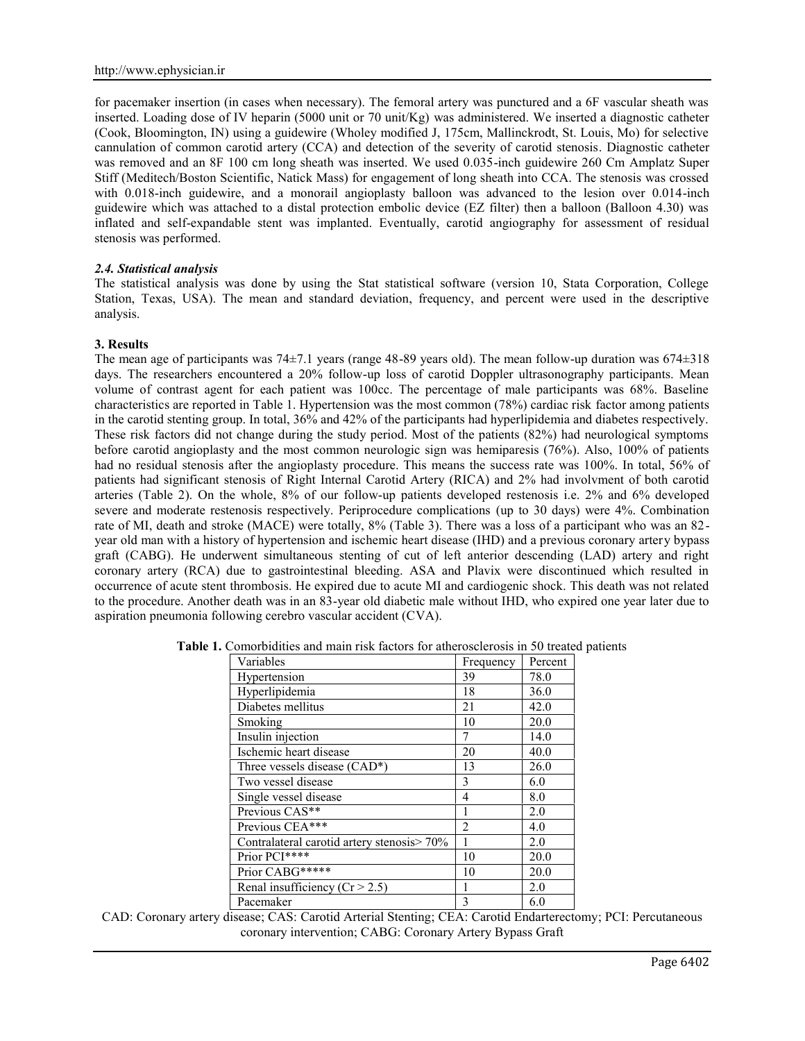for pacemaker insertion (in cases when necessary). The femoral artery was punctured and a 6F vascular sheath was inserted. Loading dose of IV heparin (5000 unit or 70 unit/Kg) was administered. We inserted a diagnostic catheter (Cook, Bloomington, IN) using a guidewire (Wholey modified J, 175cm, Mallinckrodt, St. Louis, Mo) for selective cannulation of common carotid artery (CCA) and detection of the severity of carotid stenosis. Diagnostic catheter was removed and an 8F 100 cm long sheath was inserted. We used 0.035-inch guidewire 260 Cm Amplatz Super Stiff (Meditech/Boston Scientific, Natick Mass) for engagement of long sheath into CCA. The stenosis was crossed with 0.018-inch guidewire, and a monorail angioplasty balloon was advanced to the lesion over 0.014-inch guidewire which was attached to a distal protection embolic device (EZ filter) then a balloon (Balloon 4.30) was inflated and self-expandable stent was implanted. Eventually, carotid angiography for assessment of residual stenosis was performed.

### *2.4. Statistical analysis*

The statistical analysis was done by using the Stat statistical software (version 10, Stata Corporation, College Station, Texas, USA). The mean and standard deviation, frequency, and percent were used in the descriptive analysis.

## 3. Results

The mean age of participants was 74±7.1 years (range 48-89 years old). The mean follow-up duration was 674±318 days. The researchers encountered a 20% follow-up loss of carotid Doppler ultrasonography participants. Mean volume of contrast agent for each patient was 100cc. The percentage of male participants was 68%. Baseline characteristics are reported in Table 1. Hypertension was the most common (78%) cardiac risk factor among patients in the carotid stenting group. In total, 36% and 42% of the participants had hyperlipidemia and diabetes respectively. These risk factors did not change during the study period. Most of the patients (82%) had neurological symptoms before carotid angioplasty and the most common neurologic sign was hemiparesis (76%). Also, 100% of patients had no residual stenosis after the angioplasty procedure. This means the success rate was 100%. In total, 56% of patients had significant stenosis of Right Internal Carotid Artery (RICA) and 2% had involvment of both carotid arteries (Table 2). On the whole, 8% of our follow-up patients developed restenosis i.e. 2% and 6% developed severe and moderate restenosis respectively. Periprocedure complications (up to 30 days) were 4%. Combination rate of MI, death and stroke (MACE) were totally, 8% (Table 3). There was a loss of a participant who was an 82-year old man with a history of hypertension and ischemic heart disease (IHD) and a previous coronary artery bypass graft (CABG). He underwent simultaneous stenting of cut of left anterior descending (LAD) artery and right coronary artery (RCA) due to gastrointestinal bleeding. ASA and Plavix were discontinued which resulted in occurrence of acute stent thrombosis. He expired due to acute MI and cardiogenic shock. This death was not related to the procedure. Another death was in an 83-year old diabetic male without IHD, who expired one year later due to aspiration pneumonia following cerebro vascular accident (CVA).

**Table 1.** Comorbidities and main risk factors for atherosclerosis in 50 treated patients

| Variables | Frequency | Percent |
|---|---|---|
| Hypertension | 39 | 78.0 |
| Hyperlipidemia | 18 | 36.0 |
| Diabetes mellitus | 21 | 42.0 |
| Smoking | 10 | 20.0 |
| Insulin injection | 7 | 14.0 |
| Ischemic heart disease | 20 | 40.0 |
| Three vessels disease (CAD*) | 13 | 26.0 |
| Two vessel disease | 3 | 6.0 |
| Single vessel disease | 4 | 8.0 |
| Previous CAS** | 1 | 2.0 |
| Previous CEA*** | 2 | 4.0 |
| Contralateral carotid artery stenosis> 70% | 1 | 2.0 |
| Prior PCI**** | 10 | 20.0 |
| Prior CABG***** | 10 | 20.0 |
| Renal insufficiency (Cr > 2.5) | 1 | 2.0 |
| Pacemaker | 3 | 6.0 |

CAD: Coronary artery disease; CAS: Carotid Arterial Stenting; CEA: Carotid Endarterectomy; PCI: Percutaneous coronary intervention; CABG: Coronary Artery Bypass Graft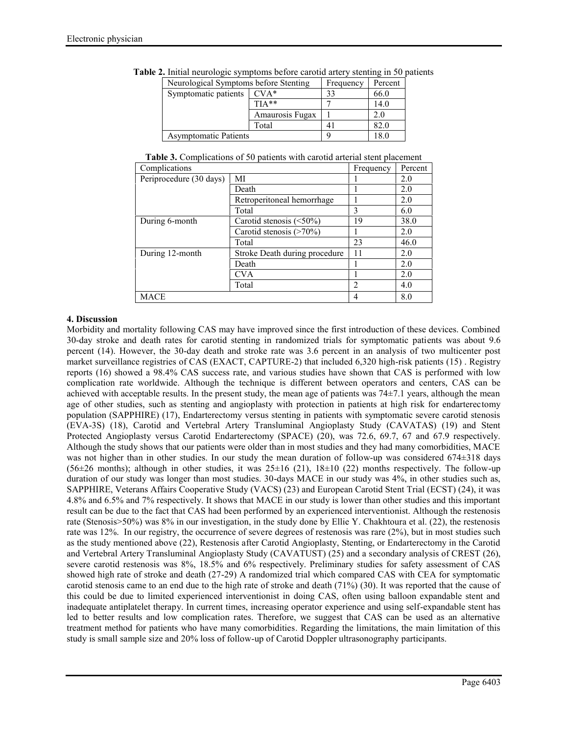**Table 2.** Initial neurologic symptoms before carotid artery stenting in 50 patients

| Neurological Symptoms before Stenting | | Frequency | Percent |
|---|---|---|---|
| Symptomatic patients | CVA* | 33 | 66.0 |
| | TIA** | 7 | 14.0 |
| | Amaurosis Fugax | 1 | 2.0 |
| | Total | 41 | 82.0 |
| Asymptomatic Patients | | 9 | 18.0 |

**Table 3.** Complications of 50 patients with carotid arterial stent placement

| Complications | | Frequency | Percent |
|---|---|---|---|
| Periprocedure (30 days) | MI | 1 | 2.0 |
| | Death | 1 | 2.0 |
| | Retroperitoneal hemorrhage | 1 | 2.0 |
| | Total | 3 | 6.0 |
| During 6-month | Carotid stenosis (<50%) | 19 | 38.0 |
| | Carotid stenosis (>70%) | 1 | 2.0 |
| | Total | 23 | 46.0 |
| During 12-month | Stroke Death during procedure | 11 | 2.0 |
| | Death | 1 | 2.0 |
| | CVA | 1 | 2.0 |
| | Total | 2 | 4.0 |
| MACE | | 4 | 8.0 |

## 4. Discussion

Morbidity and mortality following CAS may have improved since the first introduction of these devices. Combined 30-day stroke and death rates for carotid stenting in randomized trials for symptomatic patients was about 9.6 percent (14). However, the 30-day death and stroke rate was 3.6 percent in an analysis of two multicenter post market surveillance registries of CAS (EXACT, CAPTURE-2) that included 6,320 high-risk patients (15) . Registry reports (16) showed a 98.4% CAS success rate, and various studies have shown that CAS is performed with low complication rate worldwide. Although the technique is different between operators and centers, CAS can be achieved with acceptable results. In the present study, the mean age of patients was 74±7.1 years, although the mean age of other studies, such as stenting and angioplasty with protection in patients at high risk for endarterectomy population (SAPPHIRE) (17), Endarterectomy versus stenting in patients with symptomatic severe carotid stenosis (EVA-3S) (18), Carotid and Vertebral Artery Transluminal Angioplasty Study (CAVATAS) (19) and Stent Protected Angioplasty versus Carotid Endarterectomy (SPACE) (20), was 72.6, 69.7, 67 and 67.9 respectively. Although the study shows that our patients were older than in most studies and they had many comorbidities, MACE was not higher than in other studies. In our study the mean duration of follow-up was considered 674±318 days (56±26 months); although in other studies, it was 25±16 (21), 18±10 (22) months respectively. The follow-up duration of our study was longer than most studies. 30-days MACE in our study was 4%, in other studies such as, SAPPHIRE, Veterans Affairs Cooperative Study (VACS) (23) and European Carotid Stent Trial (ECST) (24), it was 4.8% and 6.5% and 7% respectively. It shows that MACE in our study is lower than other studies and this important result can be due to the fact that CAS had been performed by an experienced interventionist. Although the restenosis rate (Stenosis>50%) was 8% in our investigation, in the study done by Ellie Y. Chakhtoura et al. (22), the restenosis rate was 12%. In our registry, the occurrence of severe degrees of restenosis was rare (2%), but in most studies such as the study mentioned above (22), Restenosis after Carotid Angioplasty, Stenting, or Endarterectomy in the Carotid and Vertebral Artery Transluminal Angioplasty Study (CAVATUST) (25) and a secondary analysis of CREST (26), severe carotid restenosis was 8%, 18.5% and 6% respectively. Preliminary studies for safety assessment of CAS showed high rate of stroke and death (27-29) A randomized trial which compared CAS with CEA for symptomatic carotid stenosis came to an end due to the high rate of stroke and death (71%) (30). It was reported that the cause of this could be due to limited experienced interventionist in doing CAS, often using balloon expandable stent and inadequate antiplatelet therapy. In current times, increasing operator experience and using self-expandable stent has led to better results and low complication rates. Therefore, we suggest that CAS can be used as an alternative treatment method for patients who have many comorbidities. Regarding the limitations, the main limitation of this study is small sample size and 20% loss of follow-up of Carotid Doppler ultrasonography participants.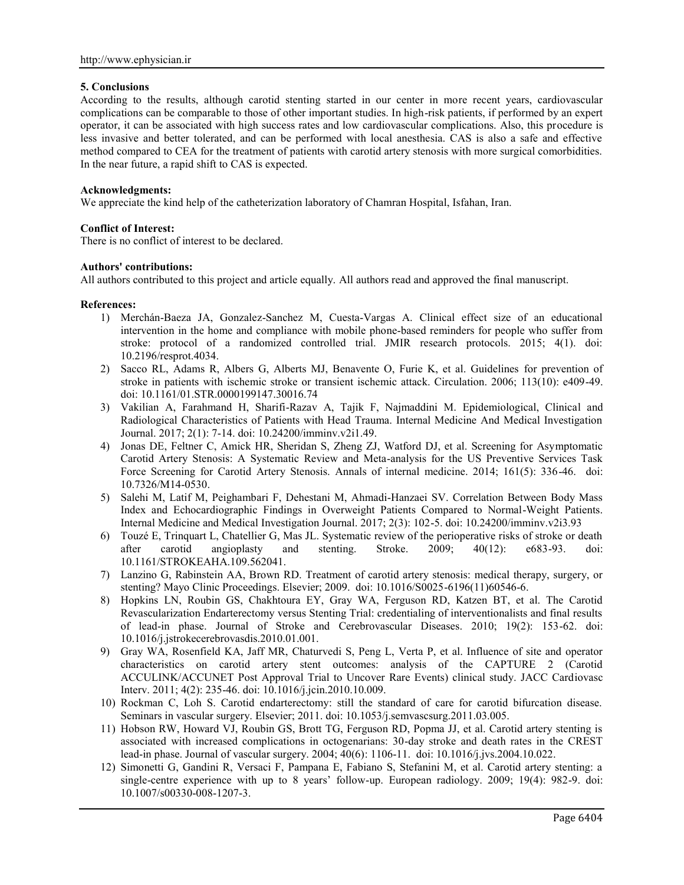## 5. Conclusions

According to the results, although carotid stenting started in our center in more recent years, cardiovascular complications can be comparable to those of other important studies. In high-risk patients, if performed by an expert operator, it can be associated with high success rates and low cardiovascular complications. Also, this procedure is less invasive and better tolerated, and can be performed with local anesthesia. CAS is also a safe and effective method compared to CEA for the treatment of patients with carotid artery stenosis with more surgical comorbidities. In the near future, a rapid shift to CAS is expected.

**Acknowledgments:**

We appreciate the kind help of the catheterization laboratory of Chamran Hospital, Isfahan, Iran.

**Conflict of Interest:**

There is no conflict of interest to be declared.

**Authors' contributions:**

All authors contributed to this project and article equally. All authors read and approved the final manuscript.

**References:**

1) Merchán-Baeza JA, Gonzalez-Sanchez M, Cuesta-Vargas A. Clinical effect size of an educational intervention in the home and compliance with mobile phone-based reminders for people who suffer from stroke: protocol of a randomized controlled trial. JMIR research protocols. 2015; 4(1). doi: 10.2196/resprot.4034.
2) Sacco RL, Adams R, Albers G, Alberts MJ, Benavente O, Furie K, et al. Guidelines for prevention of stroke in patients with ischemic stroke or transient ischemic attack. Circulation. 2006; 113(10): e409-49. doi: 10.1161/01.STR.0000199147.30016.74
3) Vakilian A, Farahmand H, Sharifi-Razav A, Tajik F, Najmaddini M. Epidemiological, Clinical and Radiological Characteristics of Patients with Head Trauma. Internal Medicine And Medical Investigation Journal. 2017; 2(1): 7-14. doi: 10.24200/imminv.v2i1.49.
4) Jonas DE, Feltner C, Amick HR, Sheridan S, Zheng ZJ, Watford DJ, et al. Screening for Asymptomatic Carotid Artery Stenosis: A Systematic Review and Meta-analysis for the US Preventive Services Task Force Screening for Carotid Artery Stenosis. Annals of internal medicine. 2014; 161(5): 336-46. doi: 10.7326/M14-0530.
5) Salehi M, Latif M, Peighambari F, Dehestani M, Ahmadi-Hanzaei SV. Correlation Between Body Mass Index and Echocardiographic Findings in Overweight Patients Compared to Normal-Weight Patients. Internal Medicine and Medical Investigation Journal. 2017; 2(3): 102-5. doi: 10.24200/imminv.v2i3.93
6) Touzé E, Trinquart L, Chatellier G, Mas JL. Systematic review of the perioperative risks of stroke or death after carotid angioplasty and stenting. Stroke. 2009; 40(12): e683-93. doi: 10.1161/STROKEAHA.109.562041.
7) Lanzino G, Rabinstein AA, Brown RD. Treatment of carotid artery stenosis: medical therapy, surgery, or stenting? Mayo Clinic Proceedings. Elsevier; 2009. doi: 10.1016/S0025-6196(11)60546-6.
8) Hopkins LN, Roubin GS, Chakhtoura EY, Gray WA, Ferguson RD, Katzen BT, et al. The Carotid Revascularization Endarterectomy versus Stenting Trial: credentialing of interventionalists and final results of lead-in phase. Journal of Stroke and Cerebrovascular Diseases. 2010; 19(2): 153-62. doi: 10.1016/j.jstrokecerebrovasdis.2010.01.001.
9) Gray WA, Rosenfield KA, Jaff MR, Chaturvedi S, Peng L, Verta P, et al. Influence of site and operator characteristics on carotid artery stent outcomes: analysis of the CAPTURE 2 (Carotid ACCULINK/ACCUNET Post Approval Trial to Uncover Rare Events) clinical study. JACC Cardiovasc Interv. 2011; 4(2): 235-46. doi: 10.1016/j.jcin.2010.10.009.
10) Rockman C, Loh S. Carotid endarterectomy: still the standard of care for carotid bifurcation disease. Seminars in vascular surgery. Elsevier; 2011. doi: 10.1053/j.semvascsurg.2011.03.005.
11) Hobson RW, Howard VJ, Roubin GS, Brott TG, Ferguson RD, Popma JJ, et al. Carotid artery stenting is associated with increased complications in octogenarians: 30-day stroke and death rates in the CREST lead-in phase. Journal of vascular surgery. 2004; 40(6): 1106-11. doi: 10.1016/j.jvs.2004.10.022.
12) Simonetti G, Gandini R, Versaci F, Pampana E, Fabiano S, Stefanini M, et al. Carotid artery stenting: a single-centre experience with up to 8 years' follow-up. European radiology. 2009; 19(4): 982-9. doi: 10.1007/s00330-008-1207-3.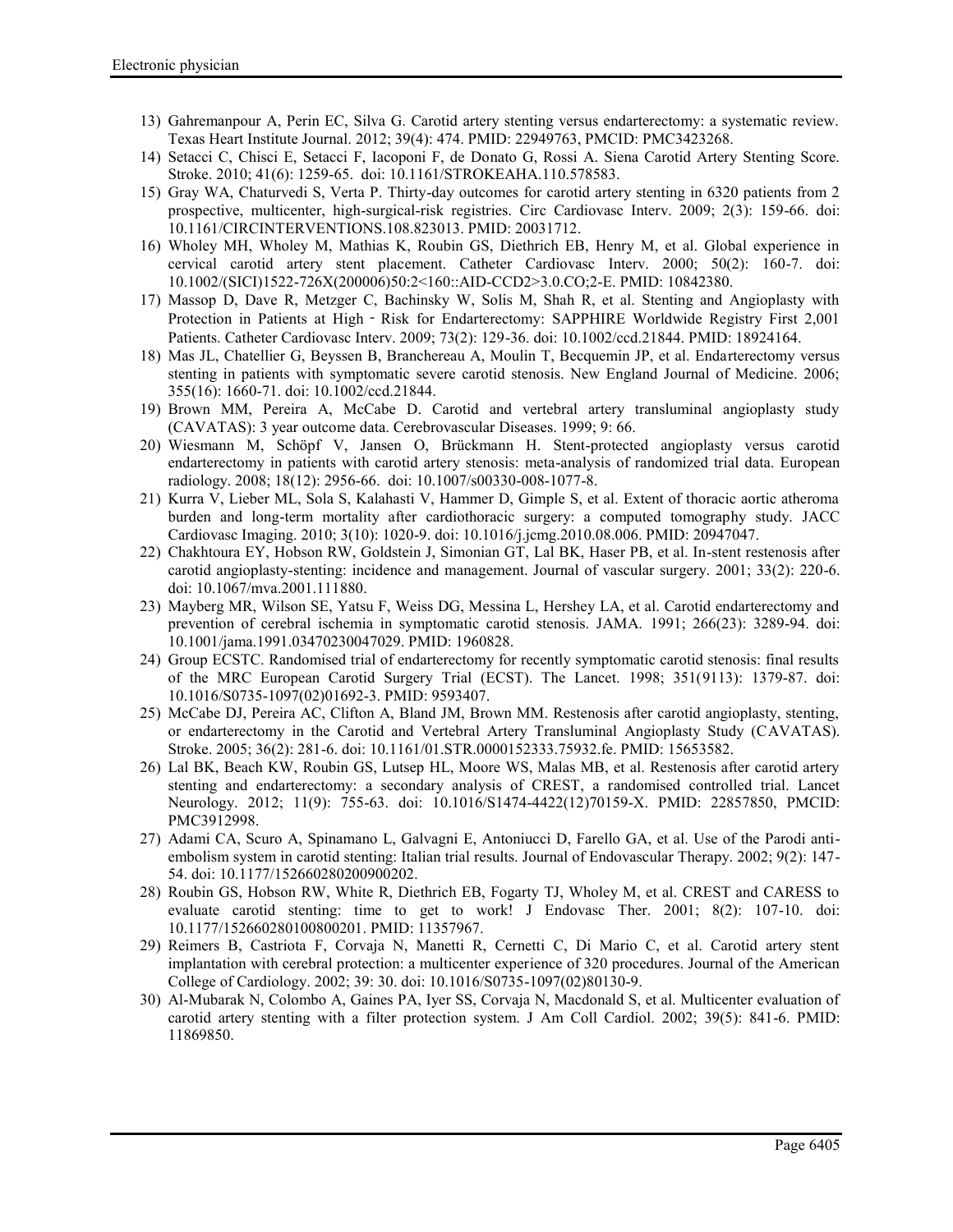13) Gahremanpour A, Perin EC, Silva G. Carotid artery stenting versus endarterectomy: a systematic review. Texas Heart Institute Journal. 2012; 39(4): 474. PMID: 22949763, PMCID: PMC3423268.
14) Setacci C, Chisci E, Setacci F, Iacoponi F, de Donato G, Rossi A. Siena Carotid Artery Stenting Score. Stroke. 2010; 41(6): 1259-65. doi: 10.1161/STROKEAHA.110.578583.
15) Gray WA, Chaturvedi S, Verta P. Thirty-day outcomes for carotid artery stenting in 6320 patients from 2 prospective, multicenter, high-surgical-risk registries. Circ Cardiovasc Interv. 2009; 2(3): 159-66. doi: 10.1161/CIRCINTERVENTIONS.108.823013. PMID: 20031712.
16) Wholey MH, Wholey M, Mathias K, Roubin GS, Diethrich EB, Henry M, et al. Global experience in cervical carotid artery stent placement. Catheter Cardiovasc Interv. 2000; 50(2): 160-7. doi: 10.1002/(SICI)1522-726X(200006)50:2<160::AID-CCD2>3.0.CO;2-E. PMID: 10842380.
17) Massop D, Dave R, Metzger C, Bachinsky W, Solis M, Shah R, et al. Stenting and Angioplasty with Protection in Patients at High‑Risk for Endarterectomy: SAPPHIRE Worldwide Registry First 2,001 Patients. Catheter Cardiovasc Interv. 2009; 73(2): 129-36. doi: 10.1002/ccd.21844. PMID: 18924164.
18) Mas JL, Chatellier G, Beyssen B, Branchereau A, Moulin T, Becquemin JP, et al. Endarterectomy versus stenting in patients with symptomatic severe carotid stenosis. New England Journal of Medicine. 2006; 355(16): 1660-71. doi: 10.1002/ccd.21844.
19) Brown MM, Pereira A, McCabe D. Carotid and vertebral artery transluminal angioplasty study (CAVATAS): 3 year outcome data. Cerebrovascular Diseases. 1999; 9: 66.
20) Wiesmann M, Schöpf V, Jansen O, Brückmann H. Stent-protected angioplasty versus carotid endarterectomy in patients with carotid artery stenosis: meta-analysis of randomized trial data. European radiology. 2008; 18(12): 2956-66. doi: 10.1007/s00330-008-1077-8.
21) Kurra V, Lieber ML, Sola S, Kalahasti V, Hammer D, Gimple S, et al. Extent of thoracic aortic atheroma burden and long-term mortality after cardiothoracic surgery: a computed tomography study. JACC Cardiovasc Imaging. 2010; 3(10): 1020-9. doi: 10.1016/j.jcmg.2010.08.006. PMID: 20947047.
22) Chakhtoura EY, Hobson RW, Goldstein J, Simonian GT, Lal BK, Haser PB, et al. In-stent restenosis after carotid angioplasty-stenting: incidence and management. Journal of vascular surgery. 2001; 33(2): 220-6. doi: 10.1067/mva.2001.111880.
23) Mayberg MR, Wilson SE, Yatsu F, Weiss DG, Messina L, Hershey LA, et al. Carotid endarterectomy and prevention of cerebral ischemia in symptomatic carotid stenosis. JAMA. 1991; 266(23): 3289-94. doi: 10.1001/jama.1991.03470230047029. PMID: 1960828.
24) Group ECSTC. Randomised trial of endarterectomy for recently symptomatic carotid stenosis: final results of the MRC European Carotid Surgery Trial (ECST). The Lancet. 1998; 351(9113): 1379-87. doi: 10.1016/S0735-1097(02)01692-3. PMID: 9593407.
25) McCabe DJ, Pereira AC, Clifton A, Bland JM, Brown MM. Restenosis after carotid angioplasty, stenting, or endarterectomy in the Carotid and Vertebral Artery Transluminal Angioplasty Study (CAVATAS). Stroke. 2005; 36(2): 281-6. doi: 10.1161/01.STR.0000152333.75932.fe. PMID: 15653582.
26) Lal BK, Beach KW, Roubin GS, Lutsep HL, Moore WS, Malas MB, et al. Restenosis after carotid artery stenting and endarterectomy: a secondary analysis of CREST, a randomised controlled trial. Lancet Neurology. 2012; 11(9): 755-63. doi: 10.1016/S1474-4422(12)70159-X. PMID: 22857850, PMCID: PMC3912998.
27) Adami CA, Scuro A, Spinamano L, Galvagni E, Antoniucci D, Farello GA, et al. Use of the Parodi anti-embolism system in carotid stenting: Italian trial results. Journal of Endovascular Therapy. 2002; 9(2): 147-54. doi: 10.1177/152660280200900202.
28) Roubin GS, Hobson RW, White R, Diethrich EB, Fogarty TJ, Wholey M, et al. CREST and CARESS to evaluate carotid stenting: time to get to work! J Endovasc Ther. 2001; 8(2): 107-10. doi: 10.1177/152660280100800201. PMID: 11357967.
29) Reimers B, Castriota F, Corvaja N, Manetti R, Cernetti C, Di Mario C, et al. Carotid artery stent implantation with cerebral protection: a multicenter experience of 320 procedures. Journal of the American College of Cardiology. 2002; 39: 30. doi: 10.1016/S0735-1097(02)80130-9.
30) Al-Mubarak N, Colombo A, Gaines PA, Iyer SS, Corvaja N, Macdonald S, et al. Multicenter evaluation of carotid artery stenting with a filter protection system. J Am Coll Cardiol. 2002; 39(5): 841-6. PMID: 11869850.